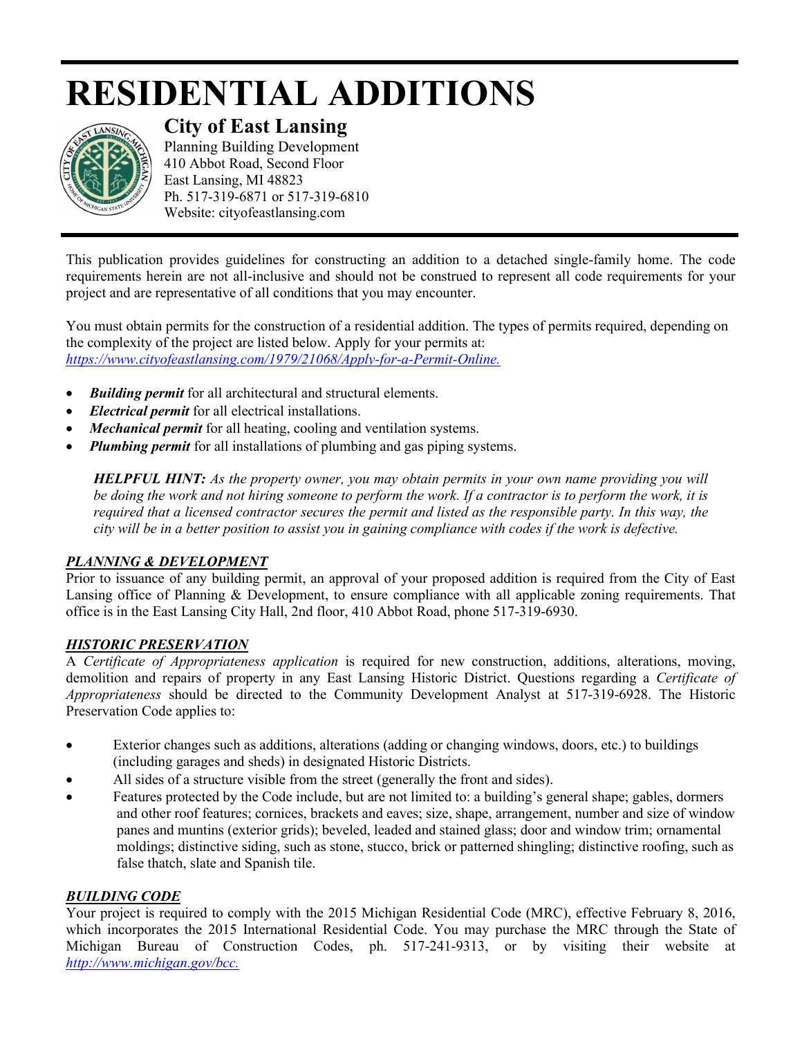# RESIDENTIAL ADDITIONS

## City of East Lansing

Planning Building Development
410 Abbot Road, Second Floor
East Lansing, MI 48823
Ph. 517-319-6871 or 517-319-6810
Website: cityofeastlansing.com

This publication provides guidelines for constructing an addition to a detached single-family home. The code requirements herein are not all-inclusive and should not be construed to represent all code requirements for your project and are representative of all conditions that you may encounter.

You must obtain permits for the construction of a residential addition. The types of permits required, depending on the complexity of the project are listed below. Apply for your permits at: *https://www.cityofeastlansing.com/1979/21068/Apply-for-a-Permit-Online.*

- ***Building permit*** for all architectural and structural elements.
- ***Electrical permit*** for all electrical installations.
- ***Mechanical permit*** for all heating, cooling and ventilation systems.
- ***Plumbing permit*** for all installations of plumbing and gas piping systems.

> ***HELPFUL HINT:*** *As the property owner, you may obtain permits in your own name providing you will be doing the work and not hiring someone to perform the work. If a contractor is to perform the work, it is required that a licensed contractor secures the permit and listed as the responsible party. In this way, the city will be in a better position to assist you in gaining compliance with codes if the work is defective.*

### *PLANNING & DEVELOPMENT*

Prior to issuance of any building permit, an approval of your proposed addition is required from the City of East Lansing office of Planning & Development, to ensure compliance with all applicable zoning requirements. That office is in the East Lansing City Hall, 2nd floor, 410 Abbot Road, phone 517-319-6930.

### *HISTORIC PRESERVATION*

A *Certificate of Appropriateness application* is required for new construction, additions, alterations, moving, demolition and repairs of property in any East Lansing Historic District. Questions regarding a *Certificate of Appropriateness* should be directed to the Community Development Analyst at 517-319-6928. The Historic Preservation Code applies to:

- Exterior changes such as additions, alterations (adding or changing windows, doors, etc.) to buildings (including garages and sheds) in designated Historic Districts.
- All sides of a structure visible from the street (generally the front and sides).
- Features protected by the Code include, but are not limited to: a building's general shape; gables, dormers and other roof features; cornices, brackets and eaves; size, shape, arrangement, number and size of window panes and muntins (exterior grids); beveled, leaded and stained glass; door and window trim; ornamental moldings; distinctive siding, such as stone, stucco, brick or patterned shingling; distinctive roofing, such as false thatch, slate and Spanish tile.

### *BUILDING CODE*

Your project is required to comply with the 2015 Michigan Residential Code (MRC), effective February 8, 2016, which incorporates the 2015 International Residential Code. You may purchase the MRC through the State of Michigan Bureau of Construction Codes, ph. 517-241-9313, or by visiting their website at *http://www.michigan.gov/bcc.*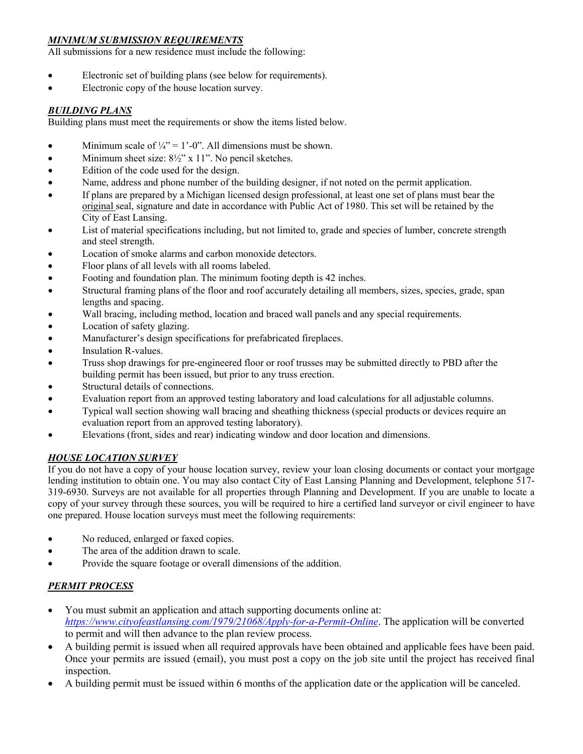### ***MINIMUM SUBMISSION REQUIREMENTS***

All submissions for a new residence must include the following:

- Electronic set of building plans (see below for requirements).
- Electronic copy of the house location survey.

### ***BUILDING PLANS***

Building plans must meet the requirements or show the items listed below.

- Minimum scale of ¼" = 1'-0". All dimensions must be shown.
- Minimum sheet size: 8½" x 11". No pencil sketches.
- Edition of the code used for the design.
- Name, address and phone number of the building designer, if not noted on the permit application.
- If plans are prepared by a Michigan licensed design professional, at least one set of plans must bear the original seal, signature and date in accordance with Public Act of 1980. This set will be retained by the City of East Lansing.
- List of material specifications including, but not limited to, grade and species of lumber, concrete strength and steel strength.
- Location of smoke alarms and carbon monoxide detectors.
- Floor plans of all levels with all rooms labeled.
- Footing and foundation plan. The minimum footing depth is 42 inches.
- Structural framing plans of the floor and roof accurately detailing all members, sizes, species, grade, span lengths and spacing.
- Wall bracing, including method, location and braced wall panels and any special requirements.
- Location of safety glazing.
- Manufacturer's design specifications for prefabricated fireplaces.
- Insulation R-values.
- Truss shop drawings for pre-engineered floor or roof trusses may be submitted directly to PBD after the building permit has been issued, but prior to any truss erection.
- Structural details of connections.
- Evaluation report from an approved testing laboratory and load calculations for all adjustable columns.
- Typical wall section showing wall bracing and sheathing thickness (special products or devices require an evaluation report from an approved testing laboratory).
- Elevations (front, sides and rear) indicating window and door location and dimensions.

### ***HOUSE LOCATION SURVEY***

If you do not have a copy of your house location survey, review your loan closing documents or contact your mortgage lending institution to obtain one. You may also contact City of East Lansing Planning and Development, telephone 517-319-6930. Surveys are not available for all properties through Planning and Development. If you are unable to locate a copy of your survey through these sources, you will be required to hire a certified land surveyor or civil engineer to have one prepared. House location surveys must meet the following requirements:

- No reduced, enlarged or faxed copies.
- The area of the addition drawn to scale.
- Provide the square footage or overall dimensions of the addition.

### ***PERMIT PROCESS***

- You must submit an application and attach supporting documents online at: *https://www.cityofeastlansing.com/1979/21068/Apply-for-a-Permit-Online*. The application will be converted to permit and will then advance to the plan review process.
- A building permit is issued when all required approvals have been obtained and applicable fees have been paid. Once your permits are issued (email), you must post a copy on the job site until the project has received final inspection.
- A building permit must be issued within 6 months of the application date or the application will be canceled.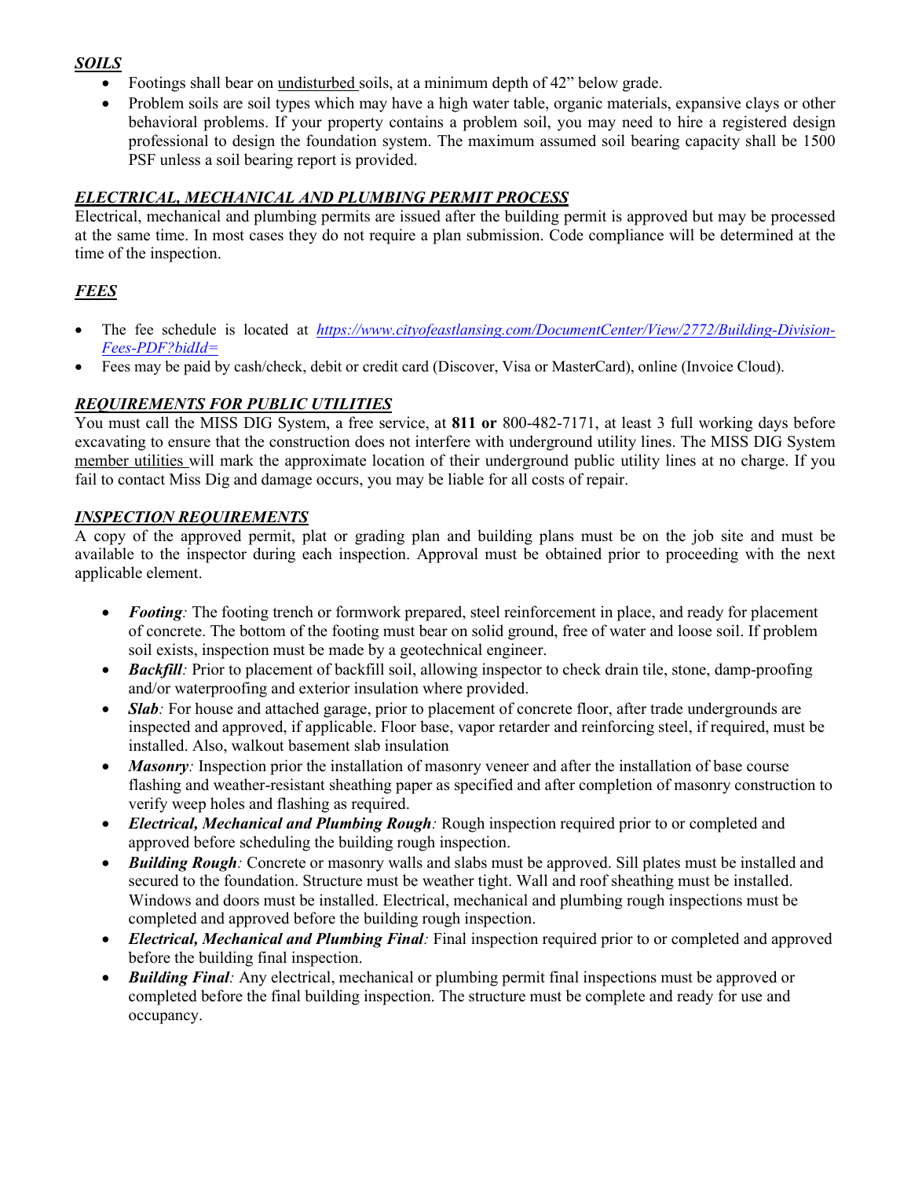***SOILS***

- Footings shall bear on undisturbed soils, at a minimum depth of 42" below grade.
- Problem soils are soil types which may have a high water table, organic materials, expansive clays or other behavioral problems. If your property contains a problem soil, you may need to hire a registered design professional to design the foundation system. The maximum assumed soil bearing capacity shall be 1500 PSF unless a soil bearing report is provided.

***ELECTRICAL, MECHANICAL AND PLUMBING PERMIT PROCESS***

Electrical, mechanical and plumbing permits are issued after the building permit is approved but may be processed at the same time. In most cases they do not require a plan submission. Code compliance will be determined at the time of the inspection.

***FEES***

- The fee schedule is located at *https://www.cityofeastlansing.com/DocumentCenter/View/2772/Building-Division-Fees-PDF?bidId=*
- Fees may be paid by cash/check, debit or credit card (Discover, Visa or MasterCard), online (Invoice Cloud).

***REQUIREMENTS FOR PUBLIC UTILITIES***

You must call the MISS DIG System, a free service, at **811 or** 800-482-7171, at least 3 full working days before excavating to ensure that the construction does not interfere with underground utility lines. The MISS DIG System member utilities will mark the approximate location of their underground public utility lines at no charge. If you fail to contact Miss Dig and damage occurs, you may be liable for all costs of repair.

***INSPECTION REQUIREMENTS***

A copy of the approved permit, plat or grading plan and building plans must be on the job site and must be available to the inspector during each inspection. Approval must be obtained prior to proceeding with the next applicable element.

- ***Footing**:* The footing trench or formwork prepared, steel reinforcement in place, and ready for placement of concrete. The bottom of the footing must bear on solid ground, free of water and loose soil. If problem soil exists, inspection must be made by a geotechnical engineer.
- ***Backfill**:* Prior to placement of backfill soil, allowing inspector to check drain tile, stone, damp-proofing and/or waterproofing and exterior insulation where provided.
- ***Slab**:* For house and attached garage, prior to placement of concrete floor, after trade undergrounds are inspected and approved, if applicable. Floor base, vapor retarder and reinforcing steel, if required, must be installed. Also, walkout basement slab insulation
- ***Masonry**:* Inspection prior the installation of masonry veneer and after the installation of base course flashing and weather-resistant sheathing paper as specified and after completion of masonry construction to verify weep holes and flashing as required.
- ***Electrical, Mechanical and Plumbing Rough**:* Rough inspection required prior to or completed and approved before scheduling the building rough inspection.
- ***Building Rough**:* Concrete or masonry walls and slabs must be approved. Sill plates must be installed and secured to the foundation. Structure must be weather tight. Wall and roof sheathing must be installed. Windows and doors must be installed. Electrical, mechanical and plumbing rough inspections must be completed and approved before the building rough inspection.
- ***Electrical, Mechanical and Plumbing Final**:* Final inspection required prior to or completed and approved before the building final inspection.
- ***Building Final**:* Any electrical, mechanical or plumbing permit final inspections must be approved or completed before the final building inspection. The structure must be complete and ready for use and occupancy.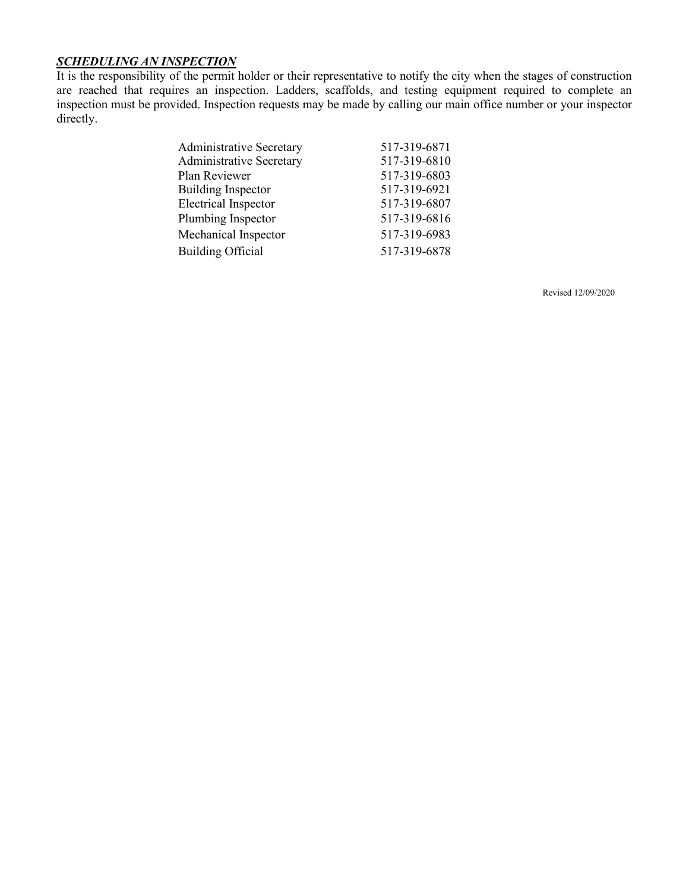***SCHEDULING AN INSPECTION***

It is the responsibility of the permit holder or their representative to notify the city when the stages of construction are reached that requires an inspection. Ladders, scaffolds, and testing equipment required to complete an inspection must be provided. Inspection requests may be made by calling our main office number or your inspector directly.

| | |
|---|---|
| Administrative Secretary | 517-319-6871 |
| Administrative Secretary | 517-319-6810 |
| Plan Reviewer | 517-319-6803 |
| Building Inspector | 517-319-6921 |
| Electrical Inspector | 517-319-6807 |
| Plumbing Inspector | 517-319-6816 |
| Mechanical Inspector | 517-319-6983 |
| Building Official | 517-319-6878 |

Revised 12/09/2020